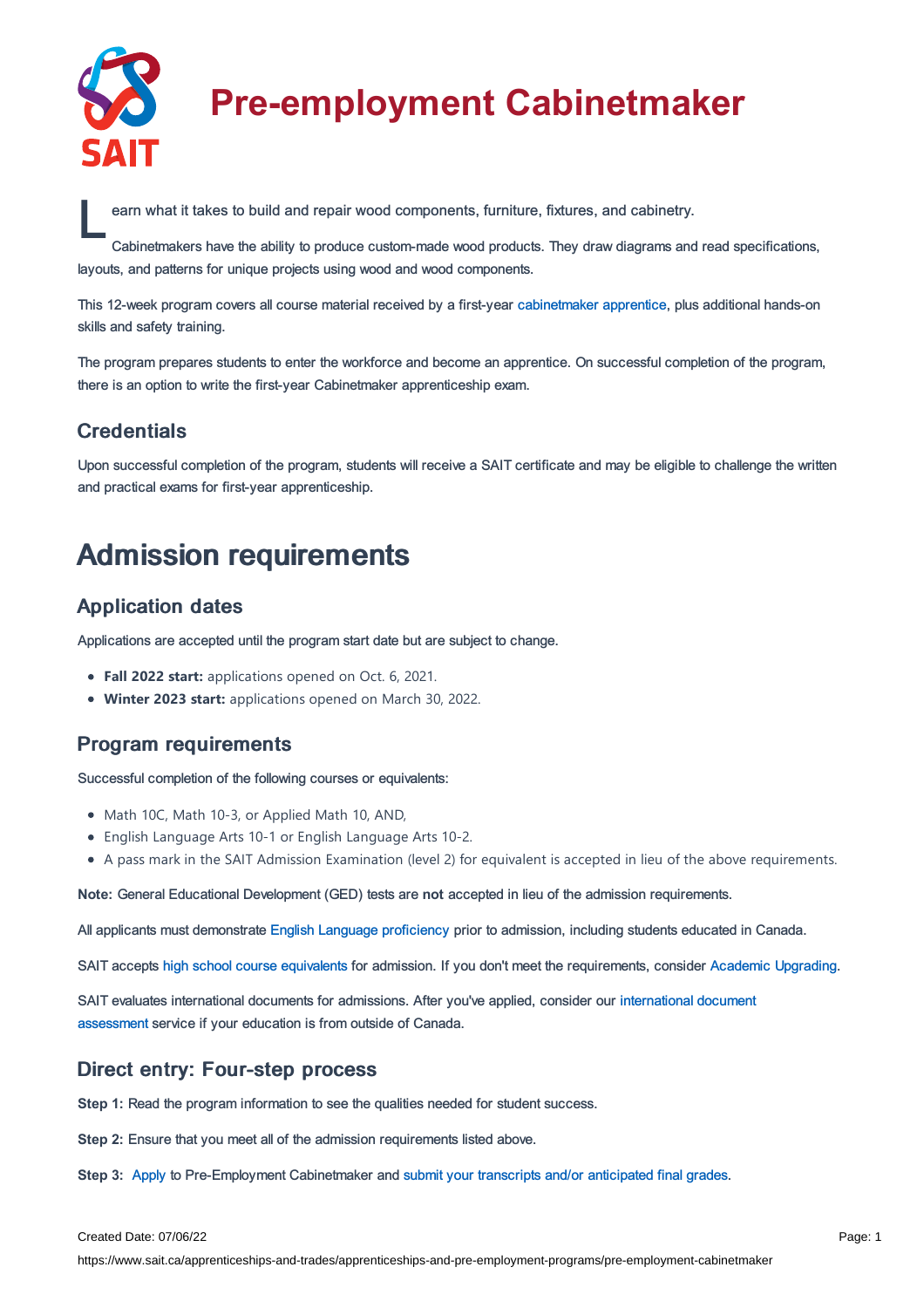# Pre-employment Cabinetmaker

Learn what it takes to build and repair wood components, furniture, fixtures, and cabinetry.

Cabinetmakers have the ability to produce custom-made wood products. They draw diagrams and read specifications, layouts, and patterns for unique projects using wood and wood components.

This 12-week program covers all course material received by a first-year cabinetmaker apprentice, plus additional hands-on skills and safety training.

The program prepares students to enter the workforce and become an apprentice. On successful completion of the program, there is an option to write the first-year Cabinetmaker apprenticeship exam.

### Credentials

Upon successful completion of the program, students will receive a SAIT certificate and may be eligible to challenge the written and practical exams for first-year apprenticeship.

## Admission requirements

### Application dates

Applications are accepted until the program start date but are subject to change.

- **Fall 2022 start:** applications opened on Oct. 6, 2021.
- **Winter 2023 start:** applications opened on March 30, 2022.

### Program requirements

Successful completion of the following courses or equivalents:

- Math 10C, Math 10-3, or Applied Math 10, AND,
- English Language Arts 10-1 or English Language Arts 10-2.
- A pass mark in the SAIT Admission Examination (level 2) for equivalent is accepted in lieu of the above requirements.

**Note:** General Educational Development (GED) tests are **not** accepted in lieu of the admission requirements.

All applicants must demonstrate English Language proficiency prior to admission, including students educated in Canada.

SAIT accepts high school course equivalents for admission. If you don't meet the requirements, consider Academic Upgrading.

SAIT evaluates international documents for admissions. After you've applied, consider our international document assessment service if your education is from outside of Canada.

### Direct entry: Four-step process

**Step 1:** Read the program information to see the qualities needed for student success.

**Step 2:** Ensure that you meet all of the admission requirements listed above.

**Step 3:** Apply to Pre-Employment Cabinetmaker and submit your transcripts and/or anticipated final grades.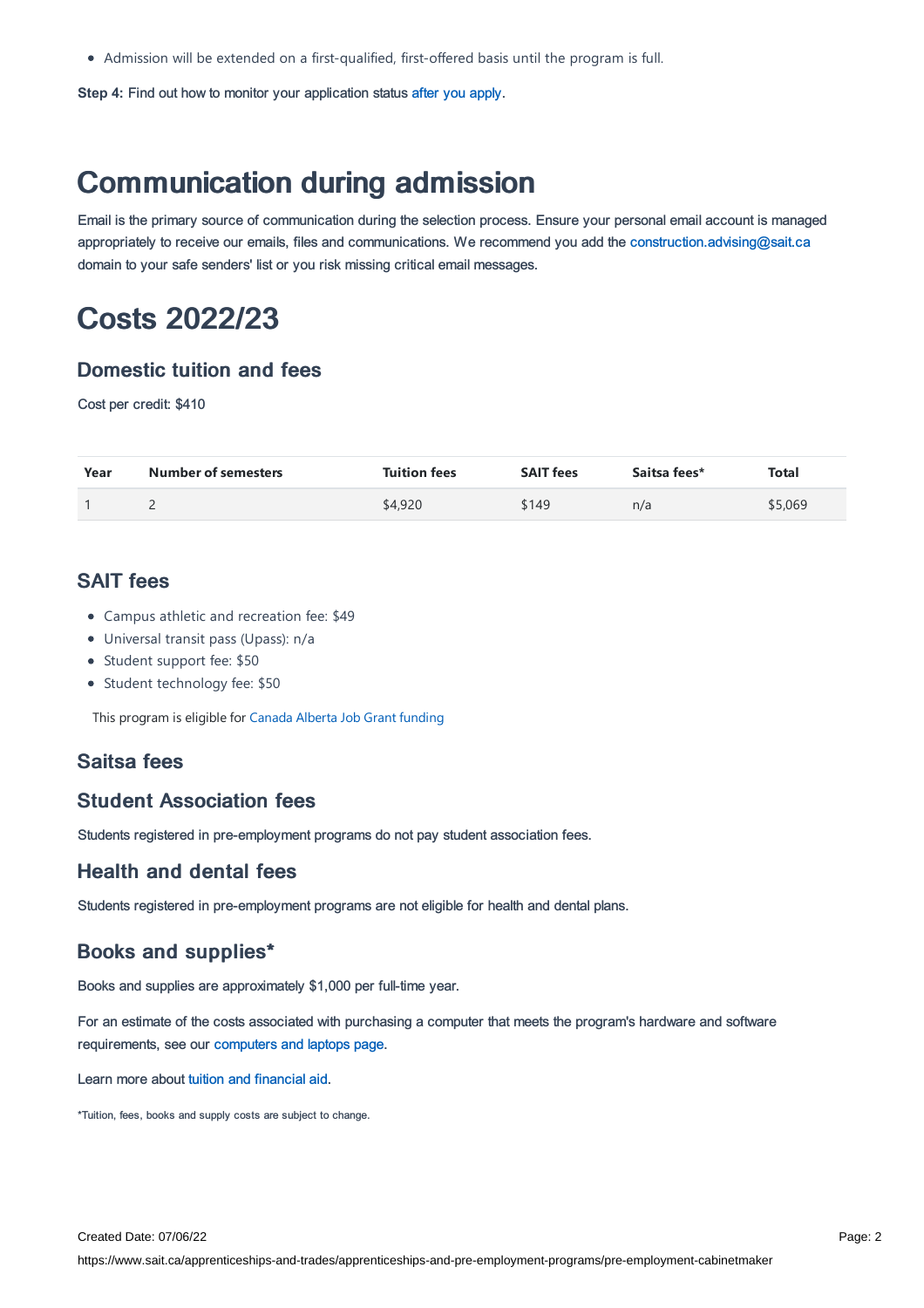- Admission will be extended on a first-qualified, first-offered basis until the program is full.

**Step 4:** Find out how to monitor your application status after you apply.

# Communication during admission

Email is the primary source of communication during the selection process. Ensure your personal email account is managed appropriately to receive our emails, files and communications. We recommend you add the construction.advising@sait.ca domain to your safe senders' list or you risk missing critical email messages.

# Costs 2022/23

## Domestic tuition and fees

Cost per credit: $410

| Year | Number of semesters | Tuition fees | SAIT fees | Saitsa fees* | Total |
|---|---|---|---|---|---|
| 1 | 2 | $4,920 | $149 | n/a | $5,069 |

## SAIT fees

- Campus athletic and recreation fee: $49
- Universal transit pass (Upass): n/a
- Student support fee: $50
- Student technology fee: $50

This program is eligible for Canada Alberta Job Grant funding

## Saitsa fees

## Student Association fees

Students registered in pre-employment programs do not pay student association fees.

## Health and dental fees

Students registered in pre-employment programs are not eligible for health and dental plans.

## Books and supplies*

Books and supplies are approximately $1,000 per full-time year.

For an estimate of the costs associated with purchasing a computer that meets the program's hardware and software requirements, see our computers and laptops page.

Learn more about tuition and financial aid.

*Tuition, fees, books and supply costs are subject to change.